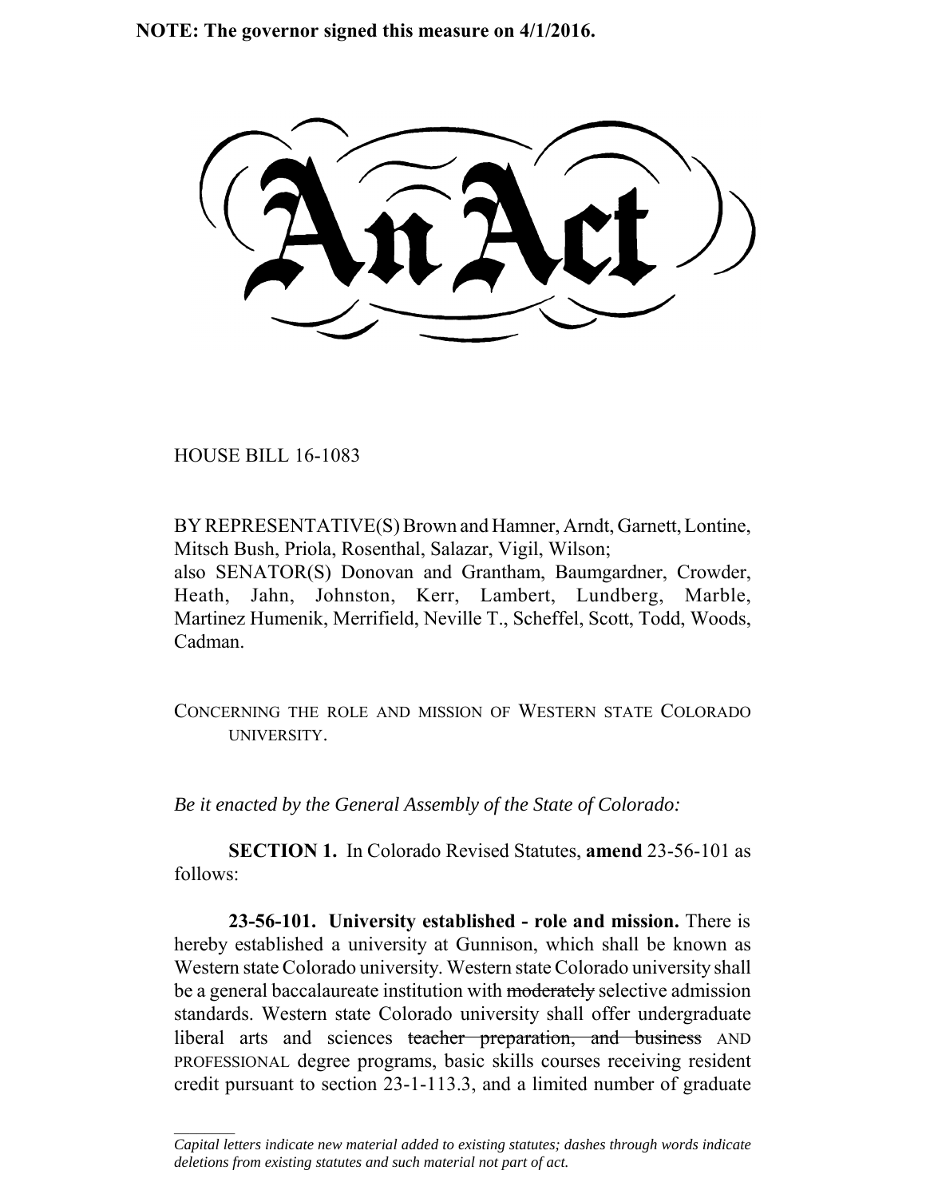**NOTE: The governor signed this measure on 4/1/2016.**

# An Act

HOUSE BILL 16-1083

BY REPRESENTATIVE(S) Brown and Hamner, Arndt, Garnett, Lontine, Mitsch Bush, Priola, Rosenthal, Salazar, Vigil, Wilson;
also SENATOR(S) Donovan and Grantham, Baumgardner, Crowder, Heath, Jahn, Johnston, Kerr, Lambert, Lundberg, Marble, Martinez Humenik, Merrifield, Neville T., Scheffel, Scott, Todd, Woods, Cadman.

CONCERNING THE ROLE AND MISSION OF WESTERN STATE COLORADO UNIVERSITY.

*Be it enacted by the General Assembly of the State of Colorado:*

**SECTION 1.** In Colorado Revised Statutes, **amend** 23-56-101 as follows:

**23-56-101. University established - role and mission.** There is hereby established a university at Gunnison, which shall be known as Western state Colorado university. Western state Colorado university shall be a general baccalaureate institution with ~~moderately~~ selective admission standards. Western state Colorado university shall offer undergraduate liberal arts and sciences ~~teacher preparation, and business~~ AND PROFESSIONAL degree programs, basic skills courses receiving resident credit pursuant to section 23-1-113.3, and a limited number of graduate

---

*Capital letters indicate new material added to existing statutes; dashes through words indicate deletions from existing statutes and such material not part of act.*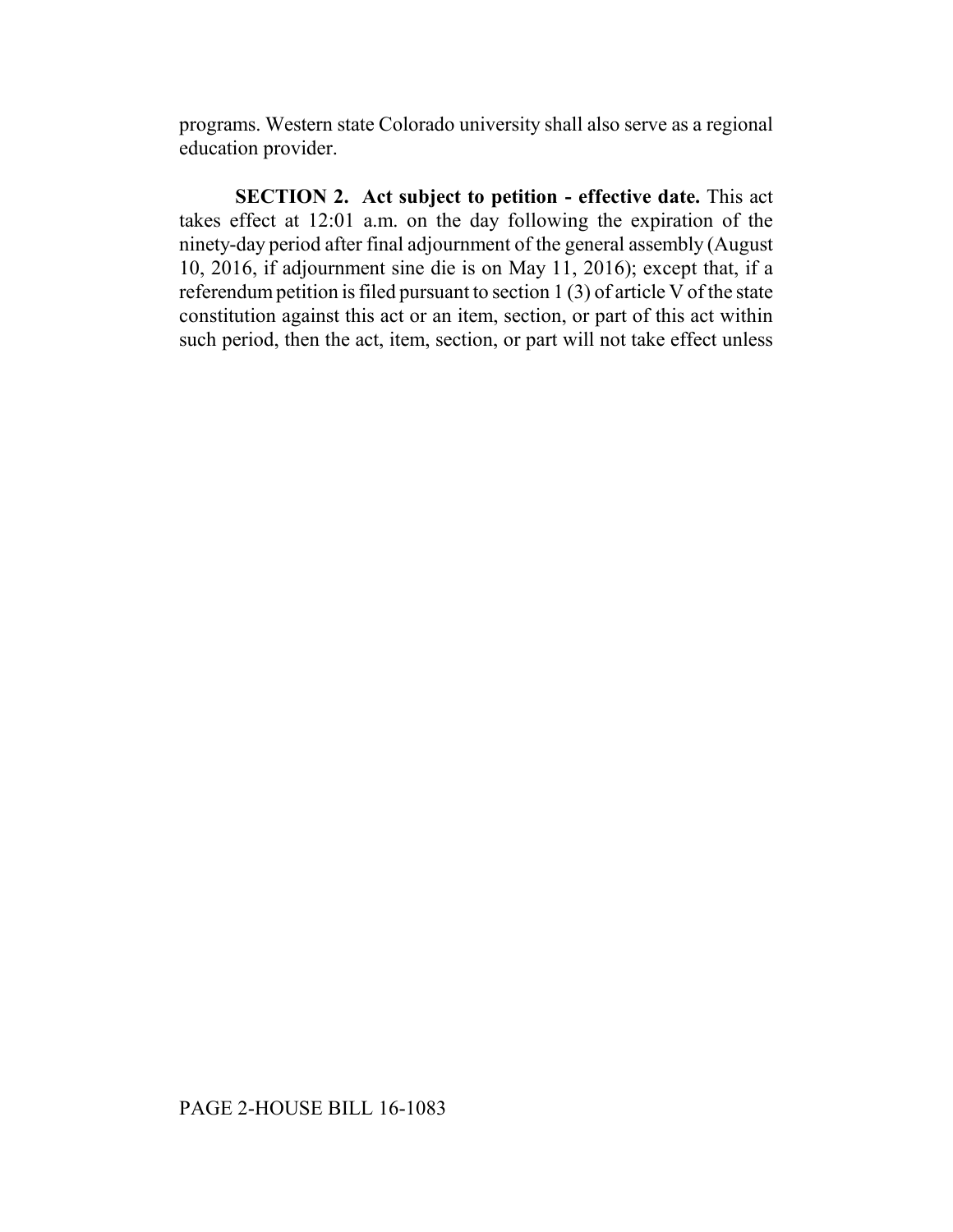programs. Western state Colorado university shall also serve as a regional education provider.

**SECTION 2. Act subject to petition - effective date.** This act takes effect at 12:01 a.m. on the day following the expiration of the ninety-day period after final adjournment of the general assembly (August 10, 2016, if adjournment sine die is on May 11, 2016); except that, if a referendum petition is filed pursuant to section 1 (3) of article V of the state constitution against this act or an item, section, or part of this act within such period, then the act, item, section, or part will not take effect unless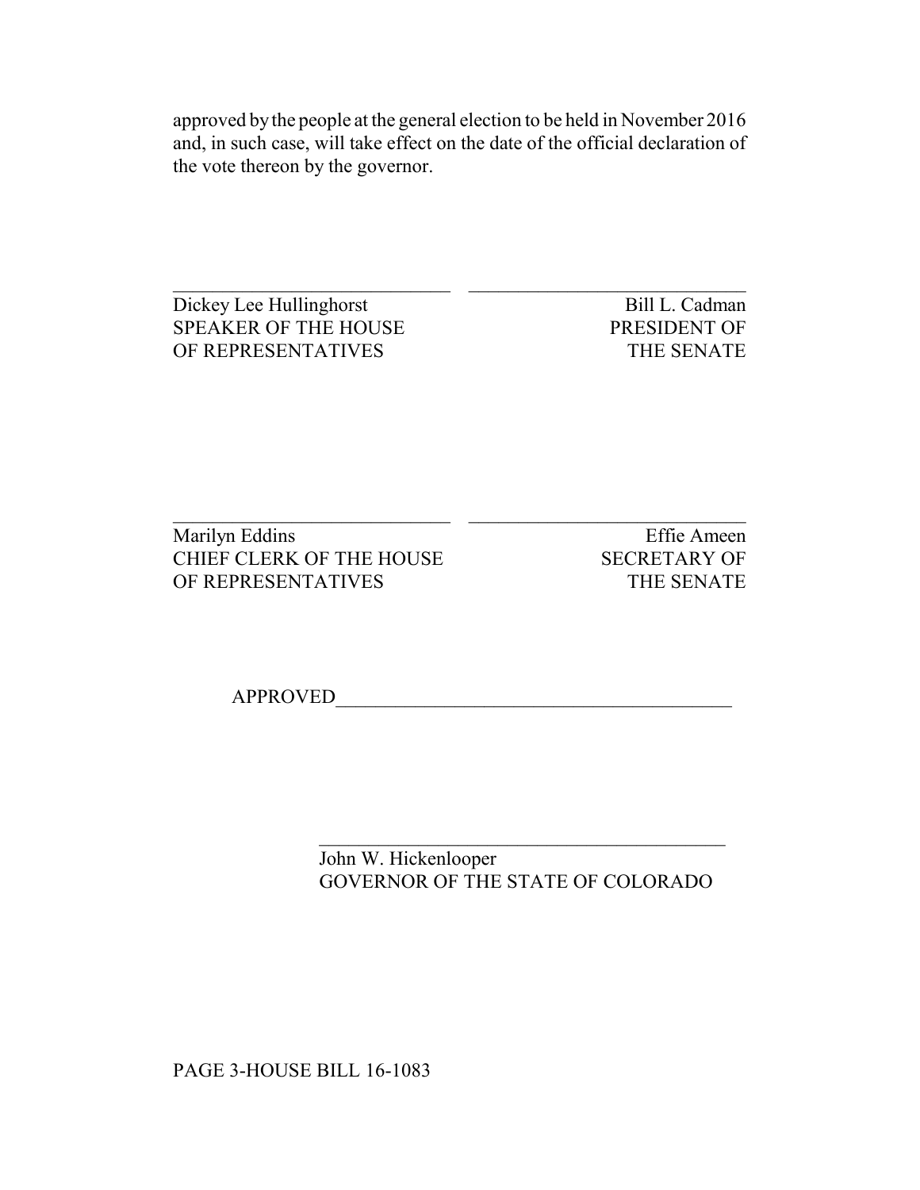approved by the people at the general election to be held in November 2016 and, in such case, will take effect on the date of the official declaration of the vote thereon by the governor.

____________________________ ____________________________

Dickey Lee Hullinghorst
SPEAKER OF THE HOUSE
OF REPRESENTATIVES

Bill L. Cadman
PRESIDENT OF
THE SENATE

____________________________ ____________________________

Marilyn Eddins
CHIEF CLERK OF THE HOUSE
OF REPRESENTATIVES

Effie Ameen
SECRETARY OF
THE SENATE

APPROVED________________________________________

_________________________________________

John W. Hickenlooper
GOVERNOR OF THE STATE OF COLORADO

PAGE 3-HOUSE BILL 16-1083